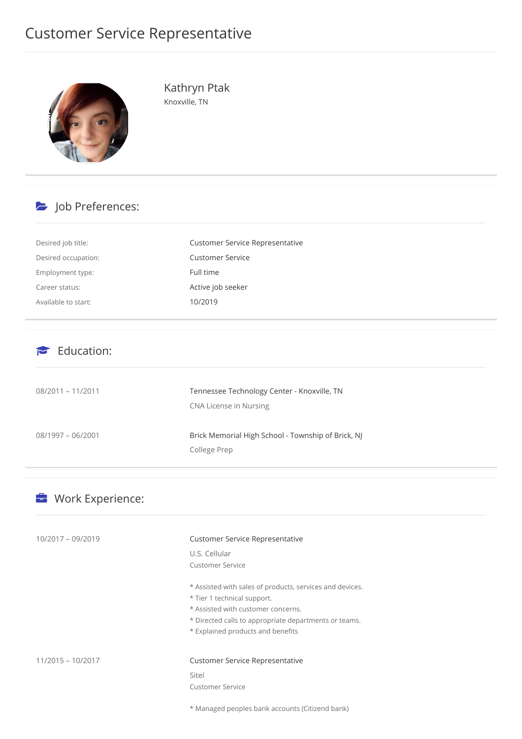# Customer Service Representative

## Kathryn Ptak

Knoxville, TN

## Job Preferences:

| | |
|---|---|
| Desired job title: | Customer Service Representative |
| Desired occupation: | Customer Service |
| Employment type: | Full time |
| Career status: | Active job seeker |
| Available to start: | 10/2019 |

## Education:

08/2011 – 11/2011

Tennessee Technology Center - Knoxville, TN

CNA License in Nursing

08/1997 – 06/2001

Brick Memorial High School - Township of Brick, NJ

College Prep

## Work Experience:

10/2017 – 09/2019

Customer Service Representative

U.S. Cellular

Customer Service

* Assisted with sales of products, services and devices.
* Tier 1 technical support.
* Assisted with customer concerns.
* Directed calls to appropriate departments or teams.
* Explained products and benefits

11/2015 – 10/2017

Customer Service Representative

Sitel

Customer Service

* Managed peoples bank accounts (Citizend bank)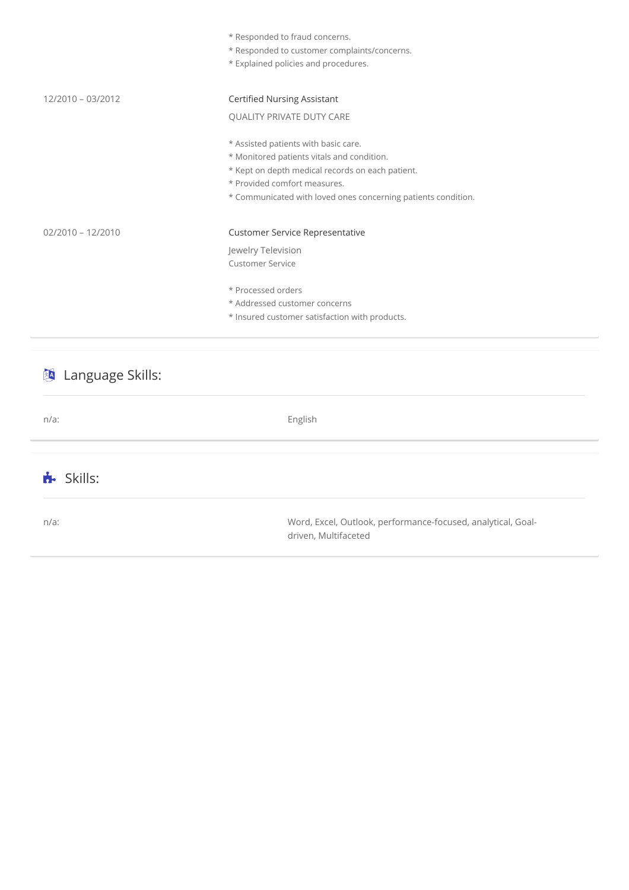* Responded to fraud concerns.
* Responded to customer complaints/concerns.
* Explained policies and procedures.

12/2010 – 03/2012

Certified Nursing Assistant

QUALITY PRIVATE DUTY CARE

* Assisted patients with basic care.
* Monitored patients vitals and condition.
* Kept on depth medical records on each patient.
* Provided comfort measures.
* Communicated with loved ones concerning patients condition.

02/2010 – 12/2010

Customer Service Representative

Jewelry Television

Customer Service

* Processed orders
* Addressed customer concerns
* Insured customer satisfaction with products.

## Language Skills:

n/a: English

## Skills:

n/a: Word, Excel, Outlook, performance-focused, analytical, Goal-driven, Multifaceted